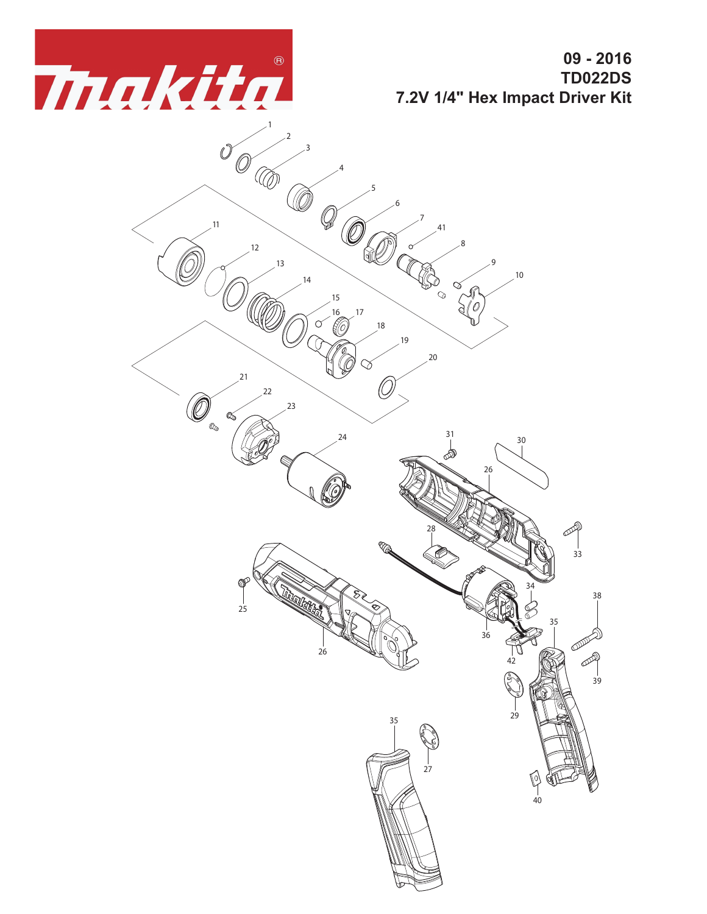# 09 - 2016

# TD022DS

# 7.2V 1/4" Hex Impact Driver Kit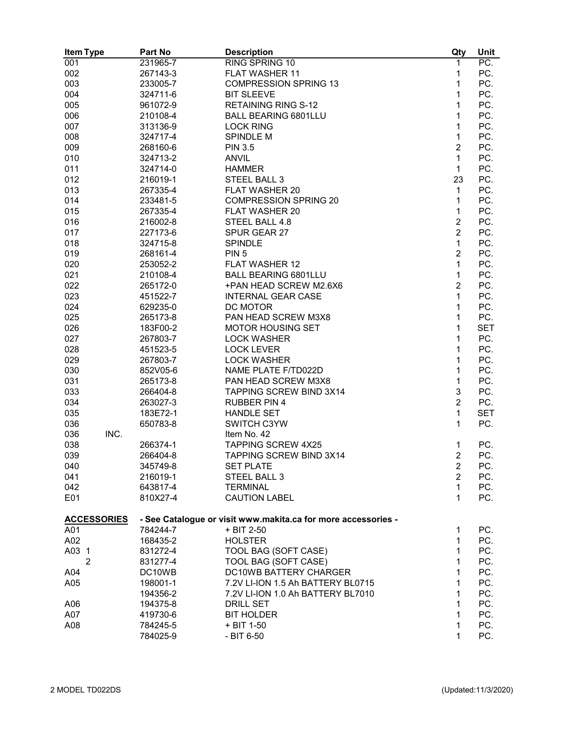| Item Type | Part No | Description | Qty | Unit |
|---|---|---|---|---|
| 001 | 231965-7 | RING SPRING 10 | 1 | PC. |
| 002 | 267143-3 | FLAT WASHER 11 | 1 | PC. |
| 003 | 233005-7 | COMPRESSION SPRING 13 | 1 | PC. |
| 004 | 324711-6 | BIT SLEEVE | 1 | PC. |
| 005 | 961072-9 | RETAINING RING S-12 | 1 | PC. |
| 006 | 210108-4 | BALL BEARING 6801LLU | 1 | PC. |
| 007 | 313136-9 | LOCK RING | 1 | PC. |
| 008 | 324717-4 | SPINDLE M | 1 | PC. |
| 009 | 268160-6 | PIN 3.5 | 2 | PC. |
| 010 | 324713-2 | ANVIL | 1 | PC. |
| 011 | 324714-0 | HAMMER | 1 | PC. |
| 012 | 216019-1 | STEEL BALL 3 | 23 | PC. |
| 013 | 267335-4 | FLAT WASHER 20 | 1 | PC. |
| 014 | 233481-5 | COMPRESSION SPRING 20 | 1 | PC. |
| 015 | 267335-4 | FLAT WASHER 20 | 1 | PC. |
| 016 | 216002-8 | STEEL BALL 4.8 | 2 | PC. |
| 017 | 227173-6 | SPUR GEAR 27 | 2 | PC. |
| 018 | 324715-8 | SPINDLE | 1 | PC. |
| 019 | 268161-4 | PIN 5 | 2 | PC. |
| 020 | 253052-2 | FLAT WASHER 12 | 1 | PC. |
| 021 | 210108-4 | BALL BEARING 6801LLU | 1 | PC. |
| 022 | 265172-0 | +PAN HEAD SCREW M2.6X6 | 2 | PC. |
| 023 | 451522-7 | INTERNAL GEAR CASE | 1 | PC. |
| 024 | 629235-0 | DC MOTOR | 1 | PC. |
| 025 | 265173-8 | PAN HEAD SCREW M3X8 | 1 | PC. |
| 026 | 183F00-2 | MOTOR HOUSING SET | 1 | SET |
| 027 | 267803-7 | LOCK WASHER | 1 | PC. |
| 028 | 451523-5 | LOCK LEVER | 1 | PC. |
| 029 | 267803-7 | LOCK WASHER | 1 | PC. |
| 030 | 852V05-6 | NAME PLATE F/TD022D | 1 | PC. |
| 031 | 265173-8 | PAN HEAD SCREW M3X8 | 1 | PC. |
| 033 | 266404-8 | TAPPING SCREW BIND 3X14 | 3 | PC. |
| 034 | 263027-3 | RUBBER PIN 4 | 2 | PC. |
| 035 | 183E72-1 | HANDLE SET | 1 | SET |
| 036 | 650783-8 | SWITCH C3YW | 1 | PC. |
| 036 INC. | | Item No. 42 | | |
| 038 | 266374-1 | TAPPING SCREW 4X25 | 1 | PC. |
| 039 | 266404-8 | TAPPING SCREW BIND 3X14 | 2 | PC. |
| 040 | 345749-8 | SET PLATE | 2 | PC. |
| 041 | 216019-1 | STEEL BALL 3 | 2 | PC. |
| 042 | 643817-4 | TERMINAL | 1 | PC. |
| E01 | 810X27-4 | CAUTION LABEL | 1 | PC. |

**ACCESSORIES** - See Catalogue or visit www.makita.ca for more accessories -

| | | | | |
|---|---|---|---|---|
| A01 | 784244-7 | + BIT 2-50 | 1 | PC. |
| A02 | 168435-2 | HOLSTER | 1 | PC. |
| A03 1 | 831272-4 | TOOL BAG (SOFT CASE) | 1 | PC. |
| 2 | 831277-4 | TOOL BAG (SOFT CASE) | 1 | PC. |
| A04 | DC10WB | DC10WB BATTERY CHARGER | 1 | PC. |
| A05 | 198001-1 | 7.2V LI-ION 1.5 Ah BATTERY BL0715 | 1 | PC. |
| | 194356-2 | 7.2V LI-ION 1.0 Ah BATTERY BL7010 | 1 | PC. |
| A06 | 194375-8 | DRILL SET | 1 | PC. |
| A07 | 419730-6 | BIT HOLDER | 1 | PC. |
| A08 | 784245-5 | + BIT 1-50 | 1 | PC. |
| | 784025-9 | - BIT 6-50 | 1 | PC. |

2 MODEL TD022DS (Updated:11/3/2020)